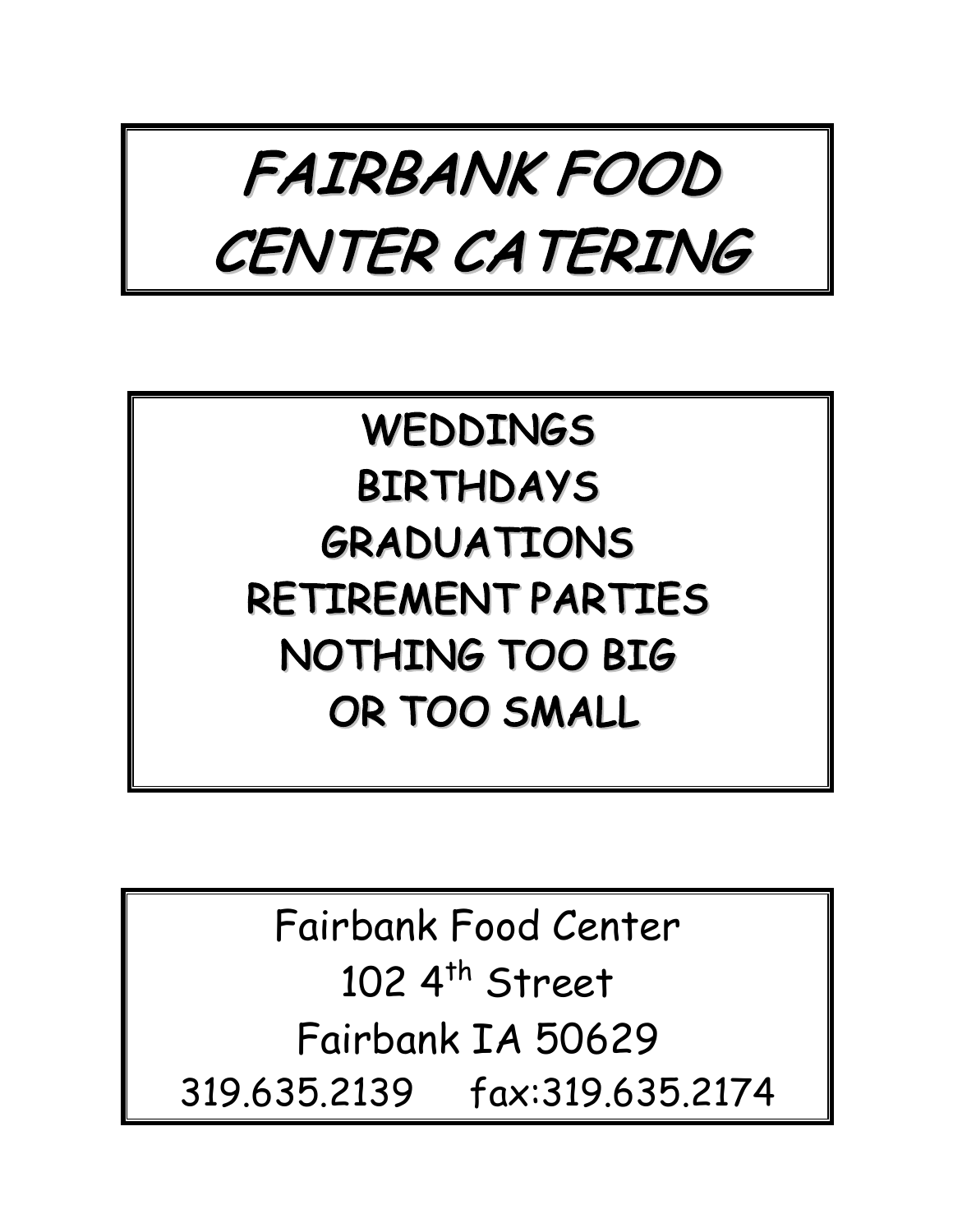# FAIRBANK FOOD CENTER CATERING

**WEDDINGS**
**BIRTHDAYS**
**GRADUATIONS**
**RETIREMENT PARTIES**
**NOTHING TOO BIG**
**OR TOO SMALL**

Fairbank Food Center
102 4th Street
Fairbank IA 50629
319.635.2139 fax:319.635.2174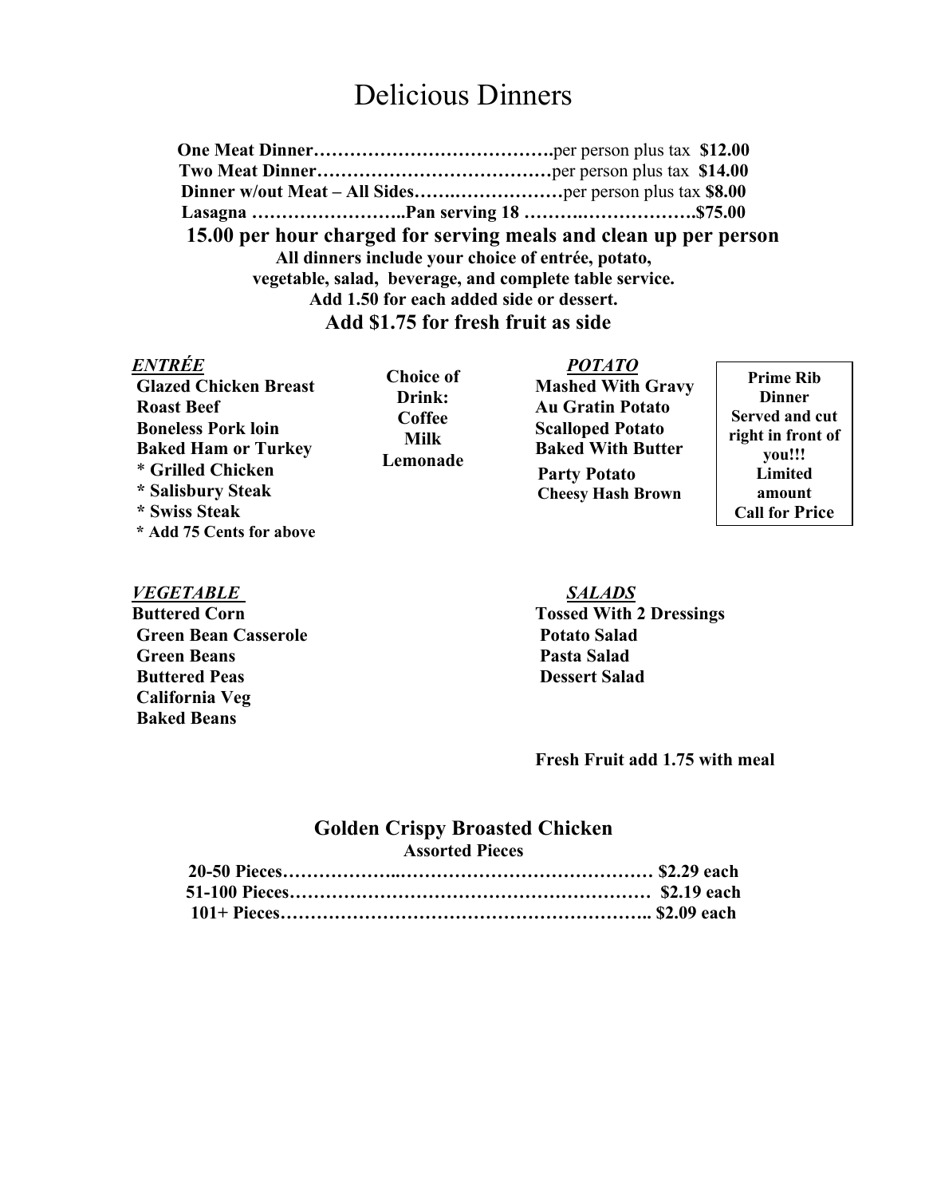# Delicious Dinners

**One Meat Dinner………………………………….** per person plus tax **$12.00**
**Two Meat Dinner…………………………………** per person plus tax **$14.00**
**Dinner w/out Meat – All Sides……..………………** per person plus tax **$8.00**
**Lasagna ……………………..Pan serving 18 ………..……………….$75.00**

## 15.00 per hour charged for serving meals and clean up per person

**All dinners include your choice of entrée, potato, vegetable, salad, beverage, and complete table service.**
**Add 1.50 for each added side or dessert.**

### Add $1.75 for fresh fruit as side

***ENTRÉE***

**Glazed Chicken Breast**
**Roast Beef**
**Boneless Pork loin**
**Baked Ham or Turkey**
**\* Grilled Chicken**
**\* Salisbury Steak**
**\* Swiss Steak**
**\* Add 75 Cents for above**

**Choice of Drink:**
**Coffee**
**Milk**
**Lemonade**

***POTATO***

**Mashed With Gravy**
**Au Gratin Potato**
**Scalloped Potato**
**Baked With Butter**
**Party Potato**
**Cheesy Hash Brown**

**Prime Rib Dinner Served and cut right in front of you!!! Limited amount Call for Price**

***VEGETABLE***

**Buttered Corn**
**Green Bean Casserole**
**Green Beans**
**Buttered Peas**
**California Veg**
**Baked Beans**

***SALADS***

**Tossed With 2 Dressings**
**Potato Salad**
**Pasta Salad**
**Dessert Salad**

**Fresh Fruit add 1.75 with meal**

## Golden Crispy Broasted Chicken

**Assorted Pieces**

**20-50 Pieces………………..…………………………………… $2.29 each**
**51-100 Pieces……………………………………………………  $2.19 each**
**101+ Pieces…………………………………………………….. $2.09 each**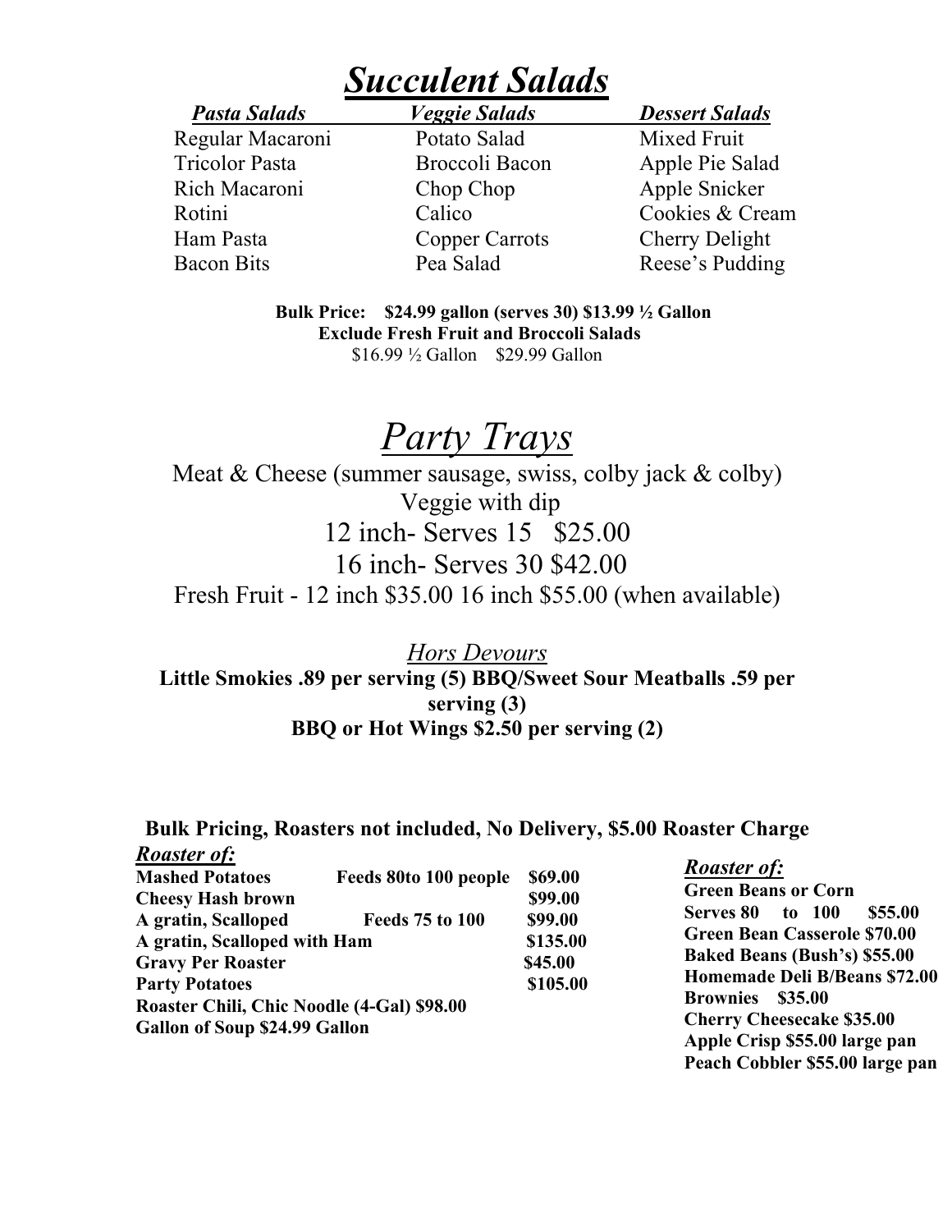# ***Succulent Salads***

| *Pasta Salads* | *Veggie Salads* | *Dessert Salads* |
|---|---|---|
| Regular Macaroni | Potato Salad | Mixed Fruit |
| Tricolor Pasta | Broccoli Bacon | Apple Pie Salad |
| Rich Macaroni | Chop Chop | Apple Snicker |
| Rotini | Calico | Cookies & Cream |
| Ham Pasta | Copper Carrots | Cherry Delight |
| Bacon Bits | Pea Salad | Reese's Pudding |

**Bulk Price: $24.99 gallon (serves 30) $13.99 ½ Gallon**
**Exclude Fresh Fruit and Broccoli Salads**
$16.99 ½ Gallon $29.99 Gallon

# *Party Trays*

Meat & Cheese (summer sausage, swiss, colby jack & colby)

Veggie with dip

12 inch- Serves 15 $25.00

16 inch- Serves 30 $42.00

Fresh Fruit - 12 inch $35.00 16 inch $55.00 (when available)

## *Hors Devours*

**Little Smokies .89 per serving (5) BBQ/Sweet Sour Meatballs .59 per serving (3)**

**BBQ or Hot Wings $2.50 per serving (2)**

**Bulk Pricing, Roasters not included, No Delivery, $5.00 Roaster Charge**

***Roaster of:***

**Mashed Potatoes** Feeds 80to 100 people $69.00
**Cheesy Hash brown** $99.00
**A gratin, Scalloped** Feeds 75 to 100 $99.00
**A gratin, Scalloped with Ham** $135.00
**Gravy Per Roaster** $45.00
**Party Potatoes** $105.00
**Roaster Chili, Chic Noodle (4-Gal) $98.00**
**Gallon of Soup $24.99 Gallon**

***Roaster of:***

**Green Beans or Corn**
**Serves 80 to 100 $55.00**
**Green Bean Casserole $70.00**
**Baked Beans (Bush's) $55.00**
**Homemade Deli B/Beans $72.00**
**Brownies $35.00**
**Cherry Cheesecake $35.00**
**Apple Crisp $55.00 large pan**
**Peach Cobbler $55.00 large pan**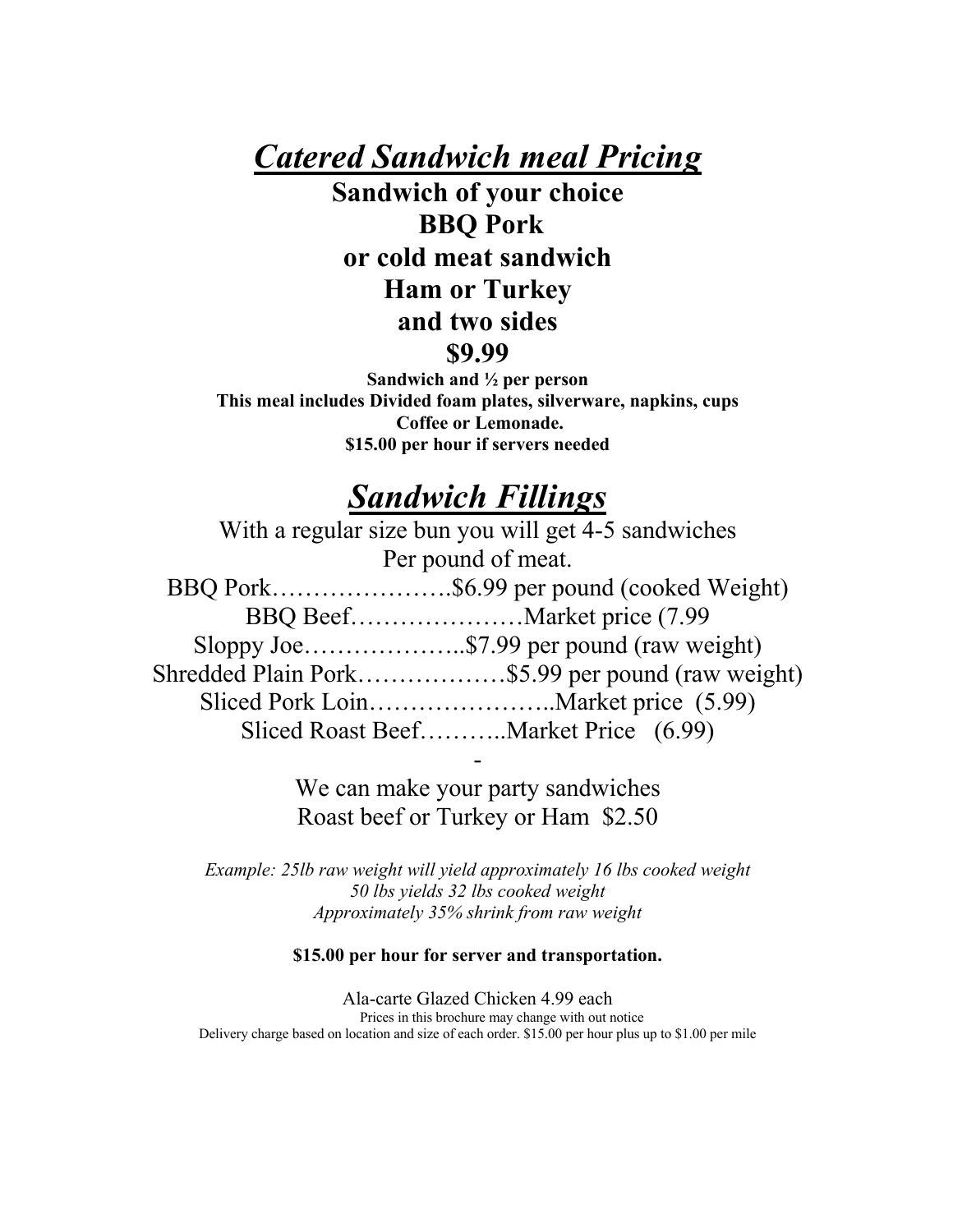# ***Catered Sandwich meal Pricing***

**Sandwich of your choice**
**BBQ Pork**
**or cold meat sandwich**
**Ham or Turkey**
**and two sides**
**$9.99**

**Sandwich and ½ per person**
**This meal includes Divided foam plates, silverware, napkins, cups**
**Coffee or Lemonade.**
**$15.00 per hour if servers needed**

# ***Sandwich Fillings***

With a regular size bun you will get 4-5 sandwiches
Per pound of meat.

BBQ Pork………………….$6.99 per pound (cooked Weight)
BBQ Beef…………………Market price (7.99
Sloppy Joe………………..$7.99 per pound (raw weight)
Shredded Plain Pork………………$5.99 per pound (raw weight)
Sliced Pork Loin…………………..Market price (5.99)
Sliced Roast Beef………..Market Price (6.99)

-

We can make your party sandwiches
Roast beef or Turkey or Ham $2.50

*Example: 25lb raw weight will yield approximately 16 lbs cooked weight*
*50 lbs yields 32 lbs cooked weight*
*Approximately 35% shrink from raw weight*

**$15.00 per hour for server and transportation.**

Ala-carte Glazed Chicken 4.99 each
Prices in this brochure may change with out notice
Delivery charge based on location and size of each order. $15.00 per hour plus up to $1.00 per mile